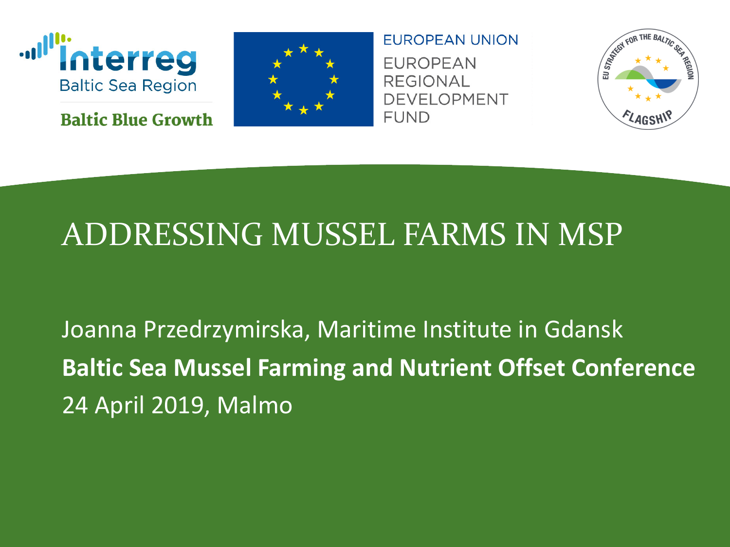Interreg
Baltic Sea Region

Baltic Blue Growth

EUROPEAN UNION
EUROPEAN REGIONAL DEVELOPMENT FUND

EU STRATEGY FOR THE BALTIC SEA REGION
FLAGSHIP

# ADDRESSING MUSSEL FARMS IN MSP

Joanna Przedrzymirska, Maritime Institute in Gdansk

**Baltic Sea Mussel Farming and Nutrient Offset Conference**

24 April 2019, Malmo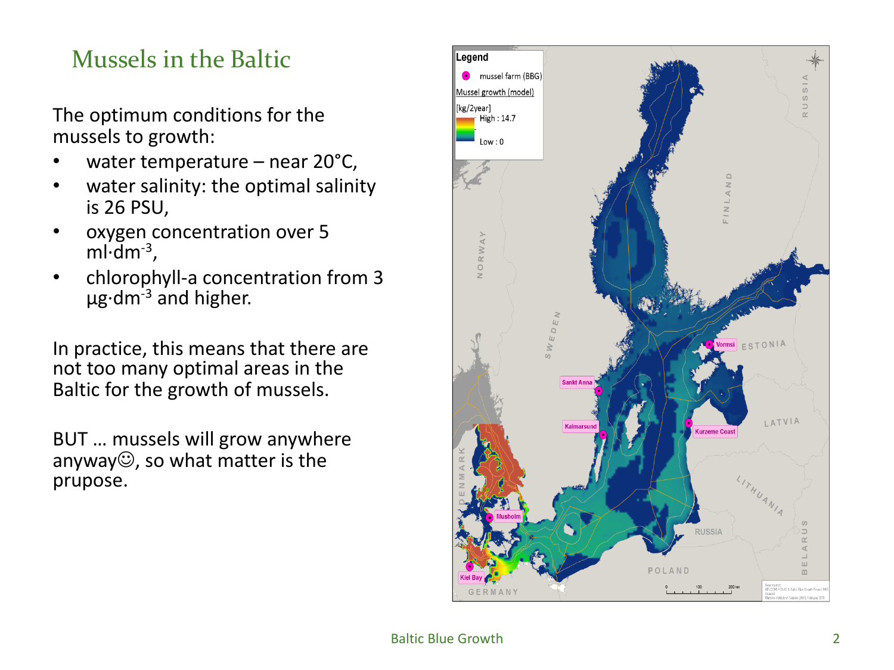# Mussels in the Baltic

The optimum conditions for the mussels to growth:

- water temperature – near 20°C,
- water salinity: the optimal salinity is 26 PSU,
- oxygen concentration over 5 $ml \cdot dm^{-3}$,
- chlorophyll-a concentration from 3 $\mu g \cdot dm^{-3}$ and higher.

In practice, this means that there are not too many optimal areas in the Baltic for the growth of mussels.

BUT … mussels will grow anywhere anyway☺, so what matter is the prupose.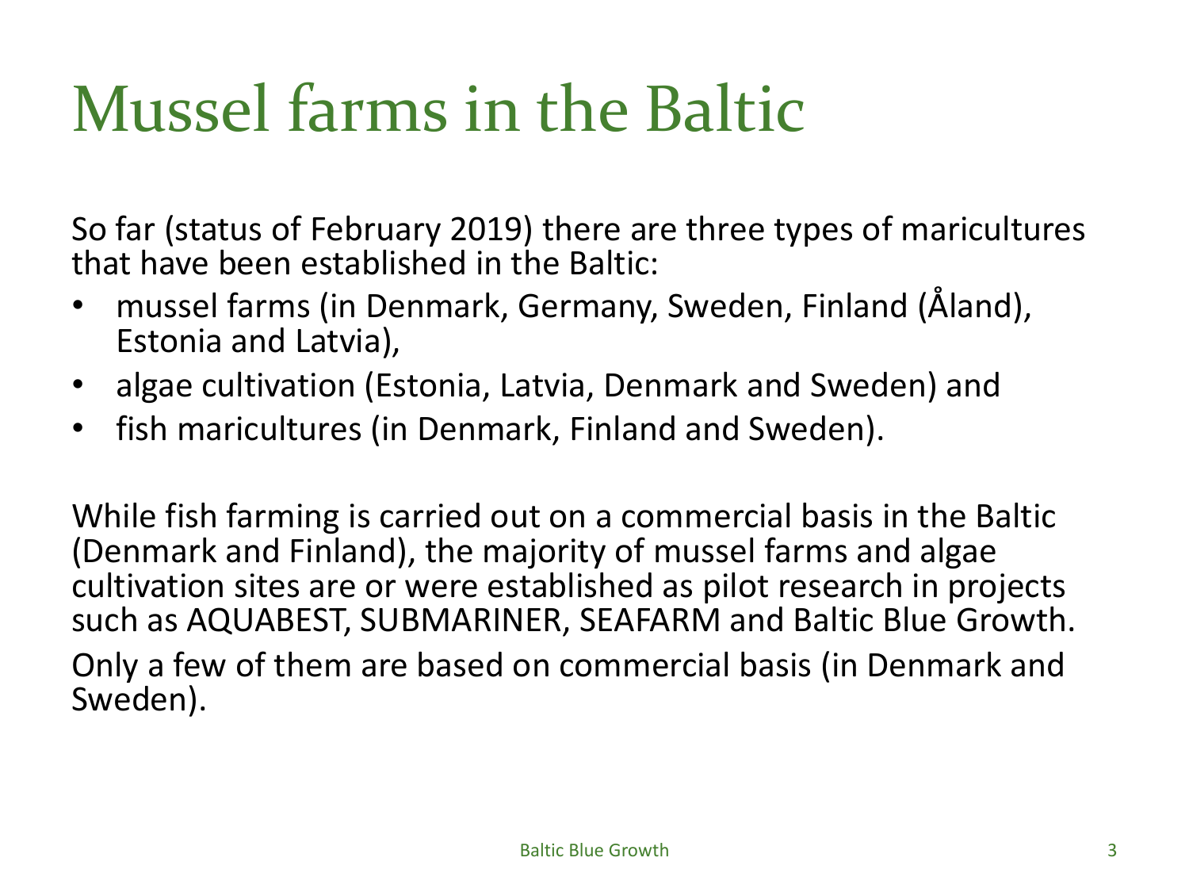# Mussel farms in the Baltic

So far (status of February 2019) there are three types of maricultures that have been established in the Baltic:

- mussel farms (in Denmark, Germany, Sweden, Finland (Åland), Estonia and Latvia),
- algae cultivation (Estonia, Latvia, Denmark and Sweden) and
- fish maricultures (in Denmark, Finland and Sweden).

While fish farming is carried out on a commercial basis in the Baltic (Denmark and Finland), the majority of mussel farms and algae cultivation sites are or were established as pilot research in projects such as AQUABEST, SUBMARINER, SEAFARM and Baltic Blue Growth.

Only a few of them are based on commercial basis (in Denmark and Sweden).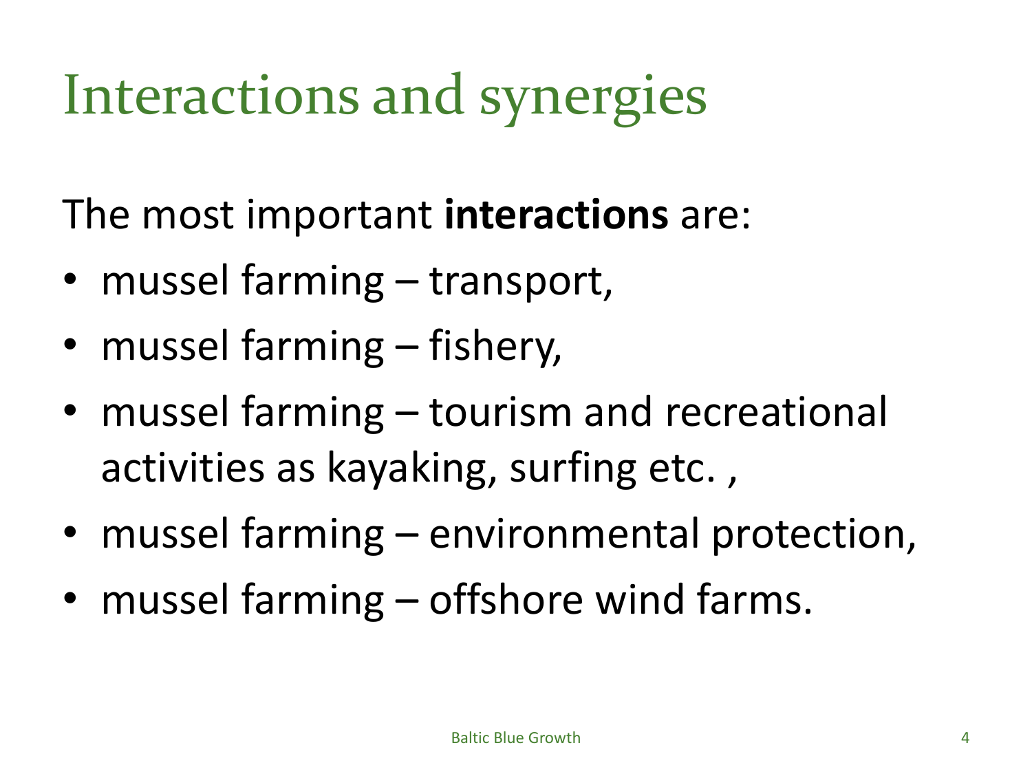# Interactions and synergies

The most important **interactions** are:

- mussel farming – transport,
- mussel farming – fishery,
- mussel farming – tourism and recreational activities as kayaking, surfing etc. ,
- mussel farming – environmental protection,
- mussel farming – offshore wind farms.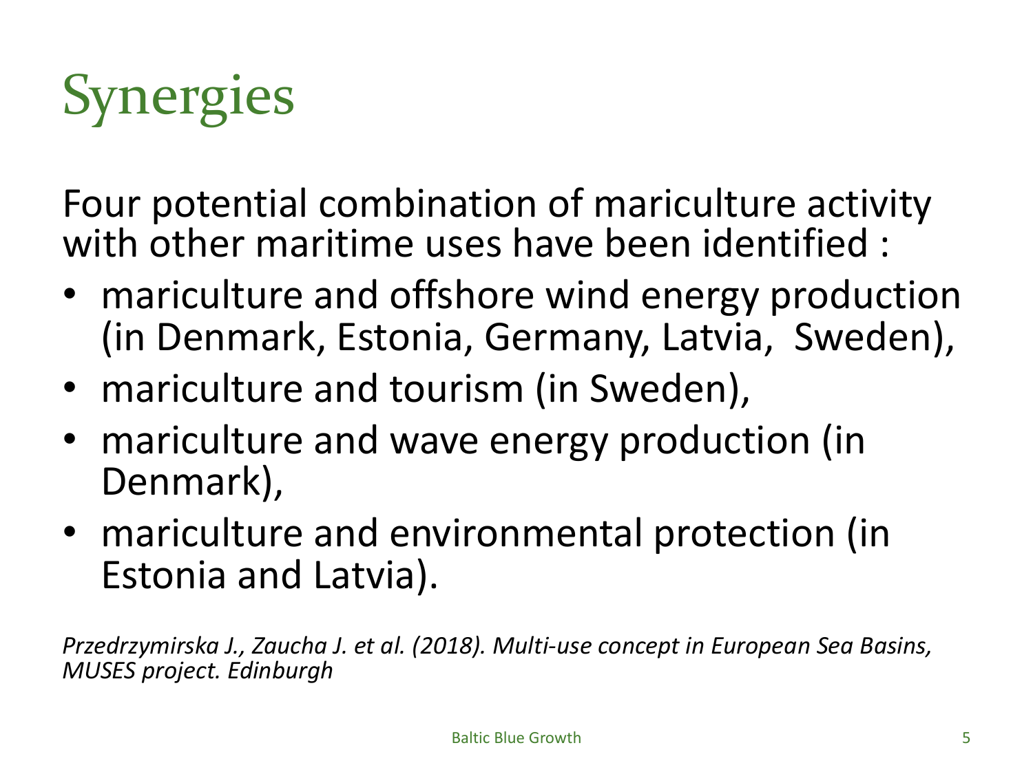# Synergies

Four potential combination of mariculture activity with other maritime uses have been identified :

- mariculture and offshore wind energy production (in Denmark, Estonia, Germany, Latvia, Sweden),
- mariculture and tourism (in Sweden),
- mariculture and wave energy production (in Denmark),
- mariculture and environmental protection (in Estonia and Latvia).

*Przedrzymirska J., Zaucha J. et al. (2018). Multi-use concept in European Sea Basins, MUSES project. Edinburgh*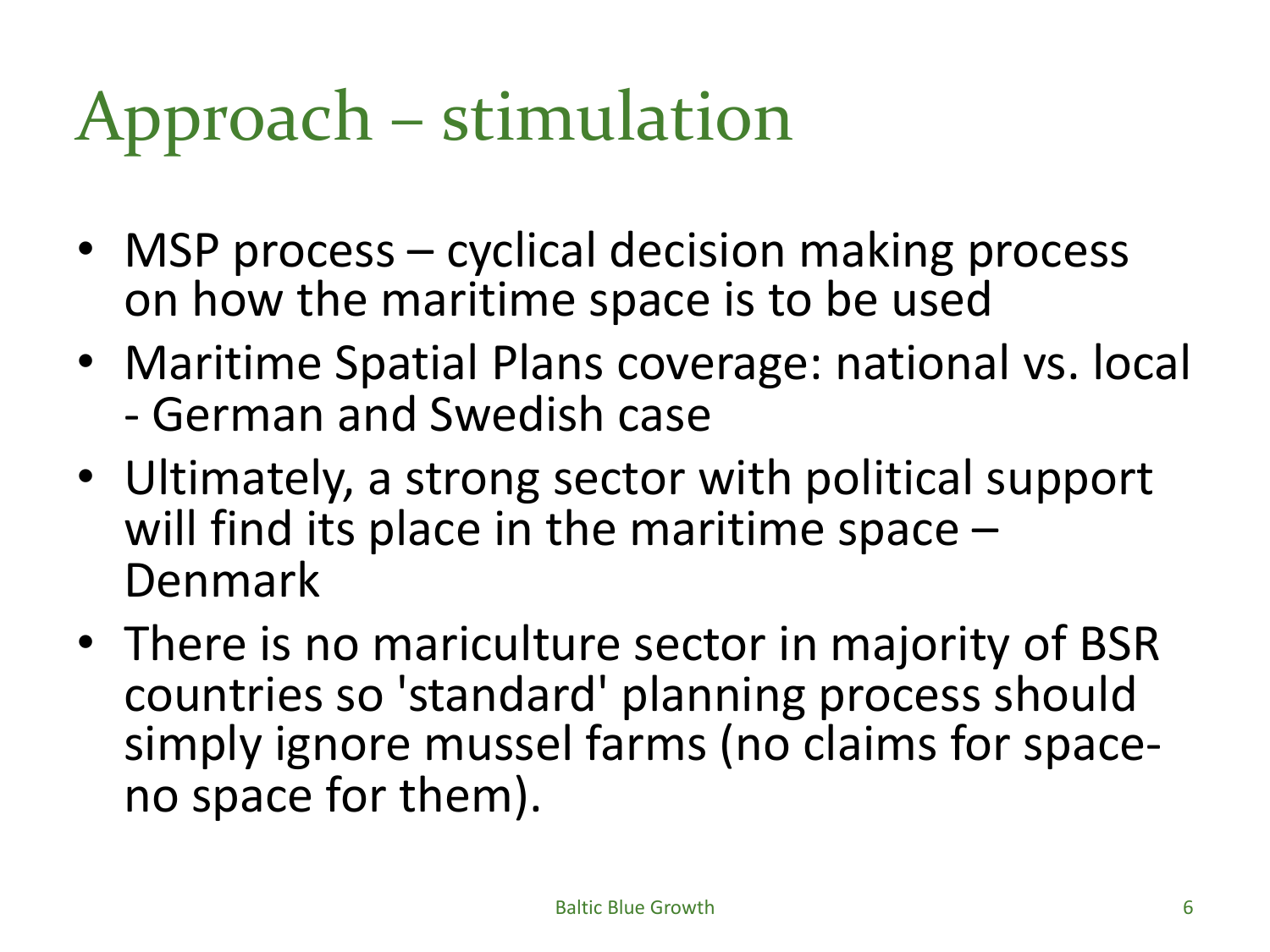# Approach – stimulation

- MSP process – cyclical decision making process on how the maritime space is to be used
- Maritime Spatial Plans coverage: national vs. local - German and Swedish case
- Ultimately, a strong sector with political support will find its place in the maritime space – Denmark
- There is no mariculture sector in majority of BSR countries so 'standard' planning process should simply ignore mussel farms (no claims for space- no space for them).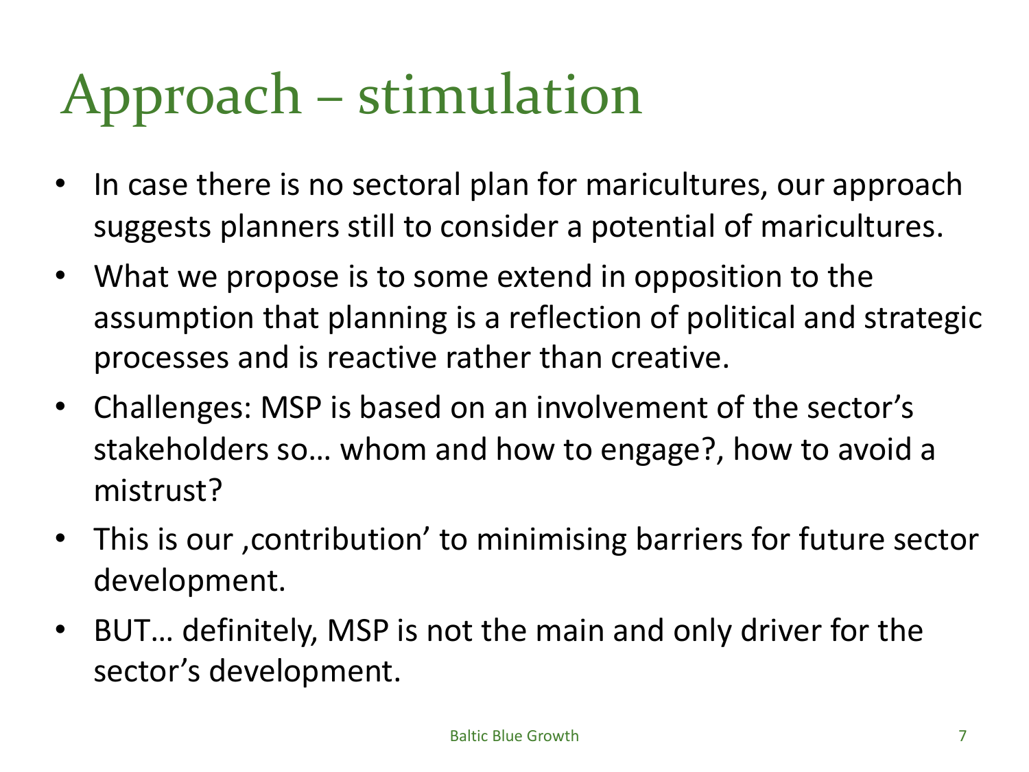# Approach – stimulation

- In case there is no sectoral plan for maricultures, our approach suggests planners still to consider a potential of maricultures.
- What we propose is to some extend in opposition to the assumption that planning is a reflection of political and strategic processes and is reactive rather than creative.
- Challenges: MSP is based on an involvement of the sector's stakeholders so… whom and how to engage?, how to avoid a mistrust?
- This is our ‚contribution' to minimising barriers for future sector development.
- BUT… definitely, MSP is not the main and only driver for the sector's development.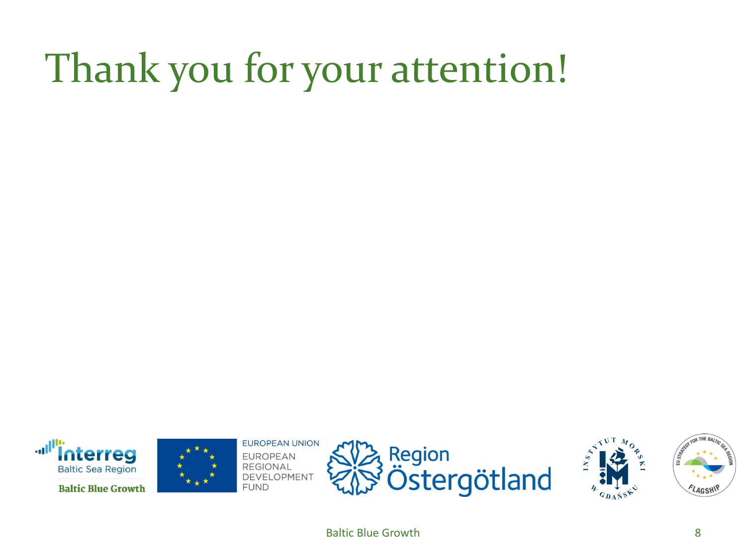# Thank you for your attention!